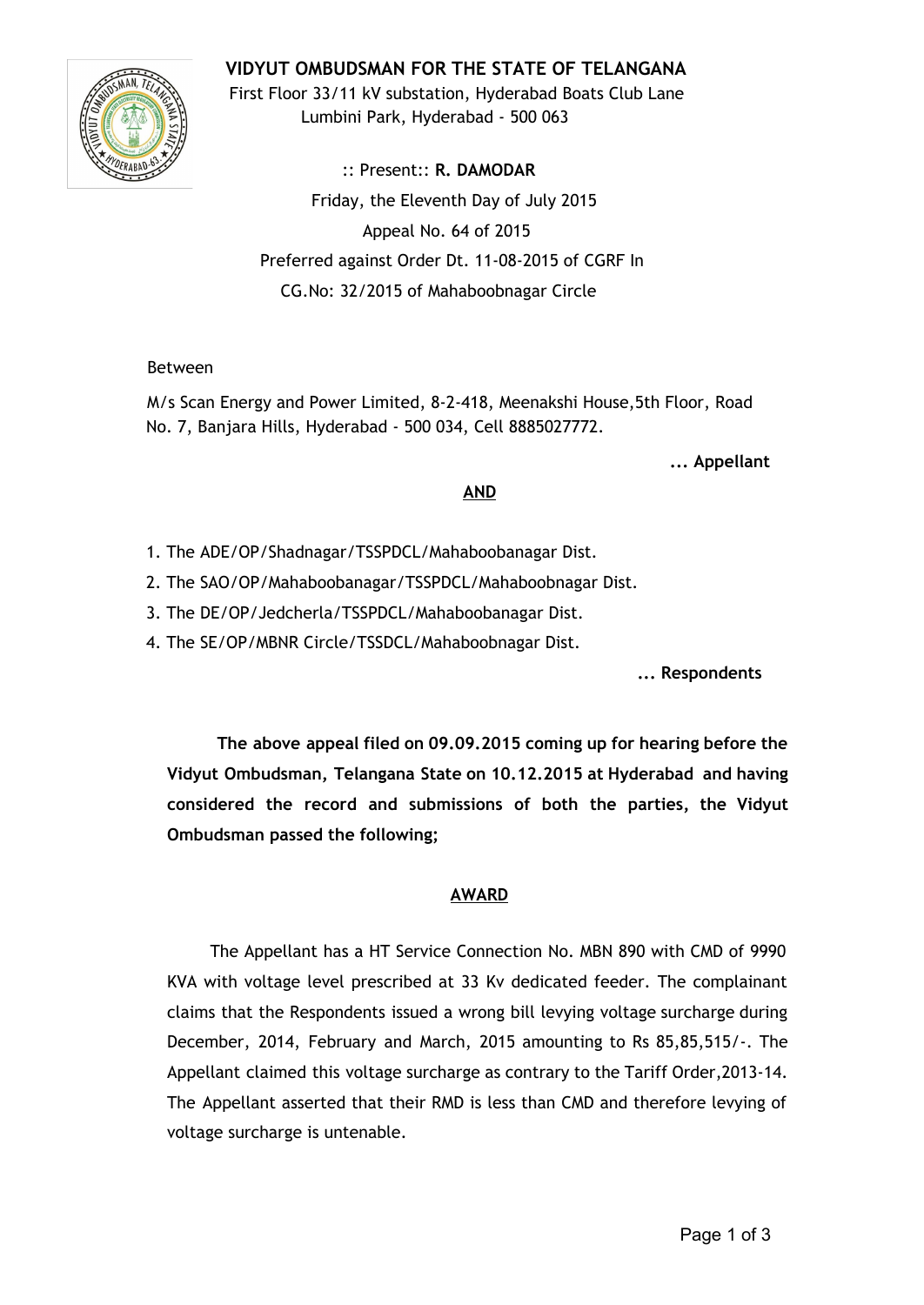# VIDYUT OMBUDSMAN FOR THE STATE OF TELANGANA

First Floor 33/11 kV substation, Hyderabad Boats Club Lane
Lumbini Park, Hyderabad - 500 063

:: Present:: **R. DAMODAR**

Friday, the Eleventh Day of July 2015

Appeal No. 64 of 2015

Preferred against Order Dt. 11-08-2015 of CGRF In
CG.No: 32/2015 of Mahaboobnagar Circle

Between

M/s Scan Energy and Power Limited, 8-2-418, Meenakshi House,5th Floor, Road No. 7, Banjara Hills, Hyderabad - 500 034, Cell 8885027772.

**... Appellant**

**AND**

1. The ADE/OP/Shadnagar/TSSPDCL/Mahaboobanagar Dist.
2. The SAO/OP/Mahaboobanagar/TSSPDCL/Mahaboobnagar Dist.
3. The DE/OP/Jedcherla/TSSPDCL/Mahaboobanagar Dist.
4. The SE/OP/MBNR Circle/TSSDCL/Mahaboobnagar Dist.

**... Respondents**

**The above appeal filed on 09.09.2015 coming up for hearing before the Vidyut Ombudsman, Telangana State on 10.12.2015 at Hyderabad and having considered the record and submissions of both the parties, the Vidyut Ombudsman passed the following;**

## AWARD

The Appellant has a HT Service Connection No. MBN 890 with CMD of 9990 KVA with voltage level prescribed at 33 Kv dedicated feeder. The complainant claims that the Respondents issued a wrong bill levying voltage surcharge during December, 2014, February and March, 2015 amounting to Rs 85,85,515/-. The Appellant claimed this voltage surcharge as contrary to the Tariff Order,2013-14. The Appellant asserted that their RMD is less than CMD and therefore levying of voltage surcharge is untenable.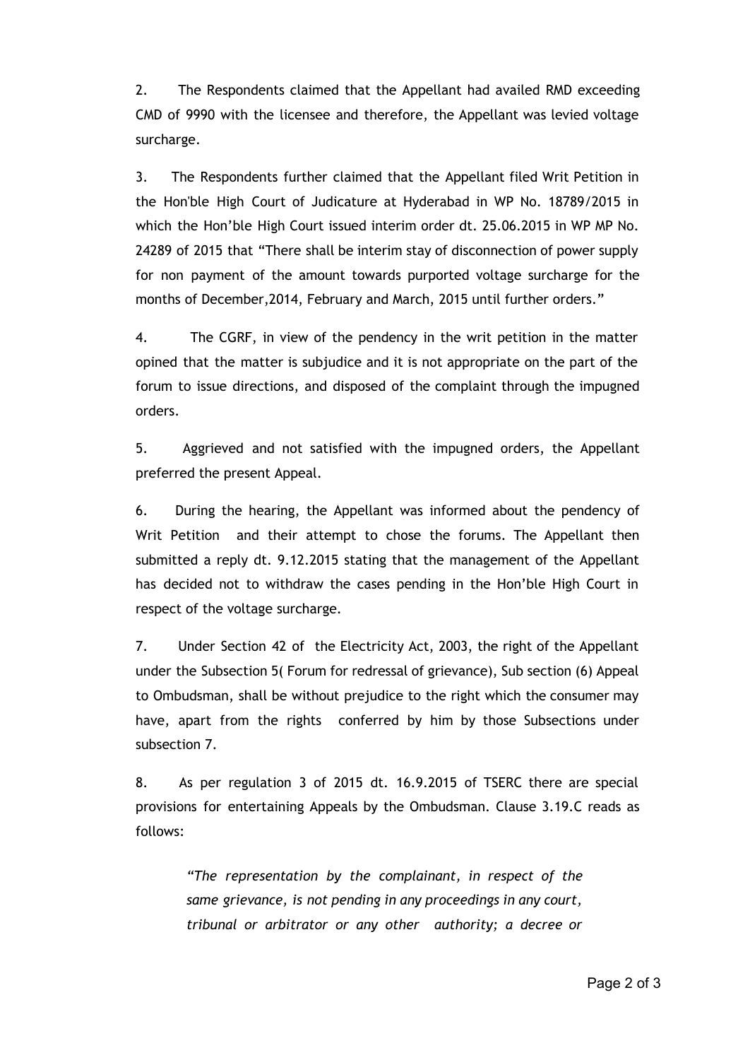2. The Respondents claimed that the Appellant had availed RMD exceeding CMD of 9990 with the licensee and therefore, the Appellant was levied voltage surcharge.

3. The Respondents further claimed that the Appellant filed Writ Petition in the Hon'ble High Court of Judicature at Hyderabad in WP No. 18789/2015 in which the Hon'ble High Court issued interim order dt. 25.06.2015 in WP MP No. 24289 of 2015 that "There shall be interim stay of disconnection of power supply for non payment of the amount towards purported voltage surcharge for the months of December,2014, February and March, 2015 until further orders."

4. The CGRF, in view of the pendency in the writ petition in the matter opined that the matter is subjudice and it is not appropriate on the part of the forum to issue directions, and disposed of the complaint through the impugned orders.

5. Aggrieved and not satisfied with the impugned orders, the Appellant preferred the present Appeal.

6. During the hearing, the Appellant was informed about the pendency of Writ Petition and their attempt to chose the forums. The Appellant then submitted a reply dt. 9.12.2015 stating that the management of the Appellant has decided not to withdraw the cases pending in the Hon'ble High Court in respect of the voltage surcharge.

7. Under Section 42 of the Electricity Act, 2003, the right of the Appellant under the Subsection 5( Forum for redressal of grievance), Sub section (6) Appeal to Ombudsman, shall be without prejudice to the right which the consumer may have, apart from the rights conferred by him by those Subsections under subsection 7.

8. As per regulation 3 of 2015 dt. 16.9.2015 of TSERC there are special provisions for entertaining Appeals by the Ombudsman. Clause 3.19.C reads as follows:

> *"The representation by the complainant, in respect of the same grievance, is not pending in any proceedings in any court, tribunal or arbitrator or any other authority; a decree or*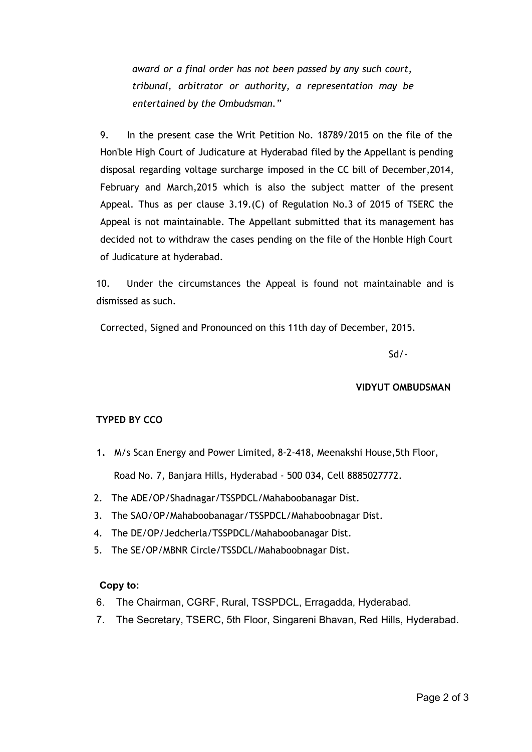*award or a final order has not been passed by any such court, tribunal, arbitrator or authority, a representation may be entertained by the Ombudsman."*

9. In the present case the Writ Petition No. 18789/2015 on the file of the Hon'ble High Court of Judicature at Hyderabad filed by the Appellant is pending disposal regarding voltage surcharge imposed in the CC bill of December,2014, February and March,2015 which is also the subject matter of the present Appeal. Thus as per clause 3.19.(C) of Regulation No.3 of 2015 of TSERC the Appeal is not maintainable. The Appellant submitted that its management has decided not to withdraw the cases pending on the file of the Honble High Court of Judicature at hyderabad.

10. Under the circumstances the Appeal is found not maintainable and is dismissed as such.

Corrected, Signed and Pronounced on this 11th day of December, 2015.

Sd/-

**VIDYUT OMBUDSMAN**

**TYPED BY CCO**

1. M/s Scan Energy and Power Limited, 8-2-418, Meenakshi House,5th Floor, Road No. 7, Banjara Hills, Hyderabad - 500 034, Cell 8885027772.
2. The ADE/OP/Shadnagar/TSSPDCL/Mahaboobanagar Dist.
3. The SAO/OP/Mahaboobanagar/TSSPDCL/Mahaboobnagar Dist.
4. The DE/OP/Jedcherla/TSSPDCL/Mahaboobanagar Dist.
5. The SE/OP/MBNR Circle/TSSDCL/Mahaboobnagar Dist.

**Copy to:**

6. The Chairman, CGRF, Rural, TSSPDCL, Erragadda, Hyderabad.
7. The Secretary, TSERC, 5th Floor, Singareni Bhavan, Red Hills, Hyderabad.